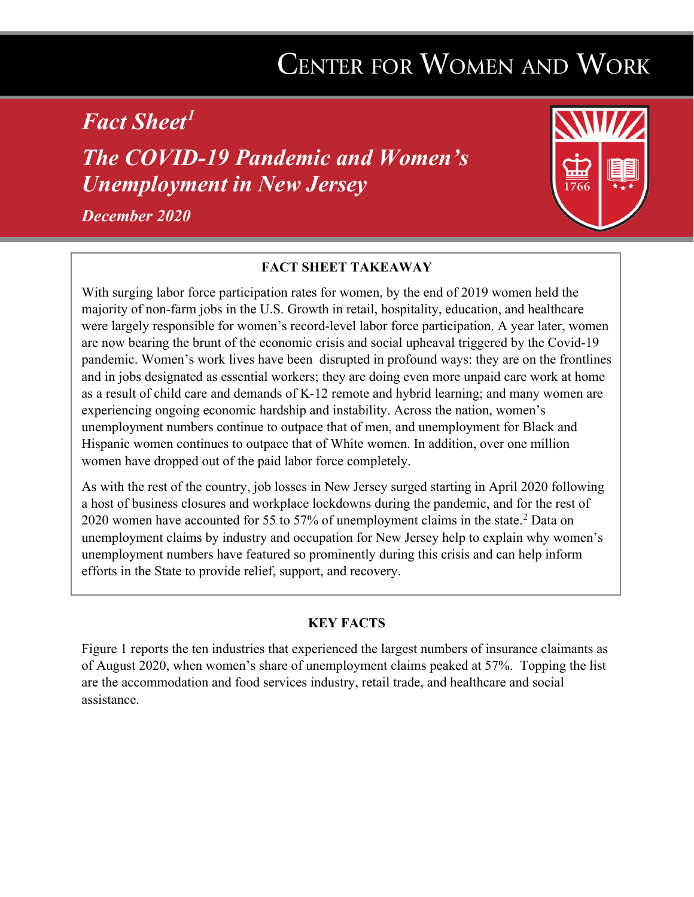# Center for Women and Work

## *Fact Sheet*[1]

## *The COVID-19 Pandemic and Women's Unemployment in New Jersey*

***December 2020***

**FACT SHEET TAKEAWAY**

With surging labor force participation rates for women, by the end of 2019 women held the majority of non-farm jobs in the U.S. Growth in retail, hospitality, education, and healthcare were largely responsible for women's record-level labor force participation. A year later, women are now bearing the brunt of the economic crisis and social upheaval triggered by the Covid-19 pandemic. Women's work lives have been disrupted in profound ways: they are on the frontlines and in jobs designated as essential workers; they are doing even more unpaid care work at home as a result of child care and demands of K-12 remote and hybrid learning; and many women are experiencing ongoing economic hardship and instability. Across the nation, women's unemployment numbers continue to outpace that of men, and unemployment for Black and Hispanic women continues to outpace that of White women. In addition, over one million women have dropped out of the paid labor force completely.

As with the rest of the country, job losses in New Jersey surged starting in April 2020 following a host of business closures and workplace lockdowns during the pandemic, and for the rest of 2020 women have accounted for 55 to 57% of unemployment claims in the state.[2] Data on unemployment claims by industry and occupation for New Jersey help to explain why women's unemployment numbers have featured so prominently during this crisis and can help inform efforts in the State to provide relief, support, and recovery.

**KEY FACTS**

Figure 1 reports the ten industries that experienced the largest numbers of insurance claimants as of August 2020, when women's share of unemployment claims peaked at 57%. Topping the list are the accommodation and food services industry, retail trade, and healthcare and social assistance.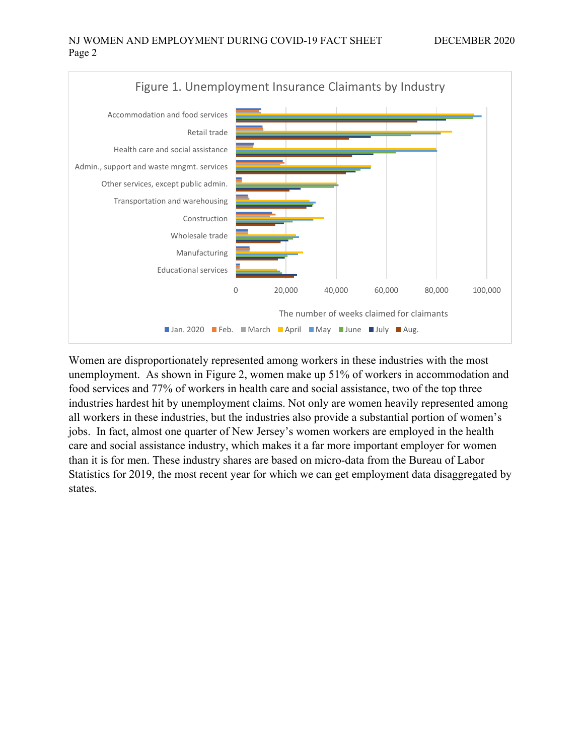Figure 1. Unemployment Insurance Claimants by Industry

Women are disproportionately represented among workers in these industries with the most unemployment. As shown in Figure 2, women make up 51% of workers in accommodation and food services and 77% of workers in health care and social assistance, two of the top three industries hardest hit by unemployment claims. Not only are women heavily represented among all workers in these industries, but the industries also provide a substantial portion of women's jobs. In fact, almost one quarter of New Jersey's women workers are employed in the health care and social assistance industry, which makes it a far more important employer for women than it is for men. These industry shares are based on micro-data from the Bureau of Labor Statistics for 2019, the most recent year for which we can get employment data disaggregated by states.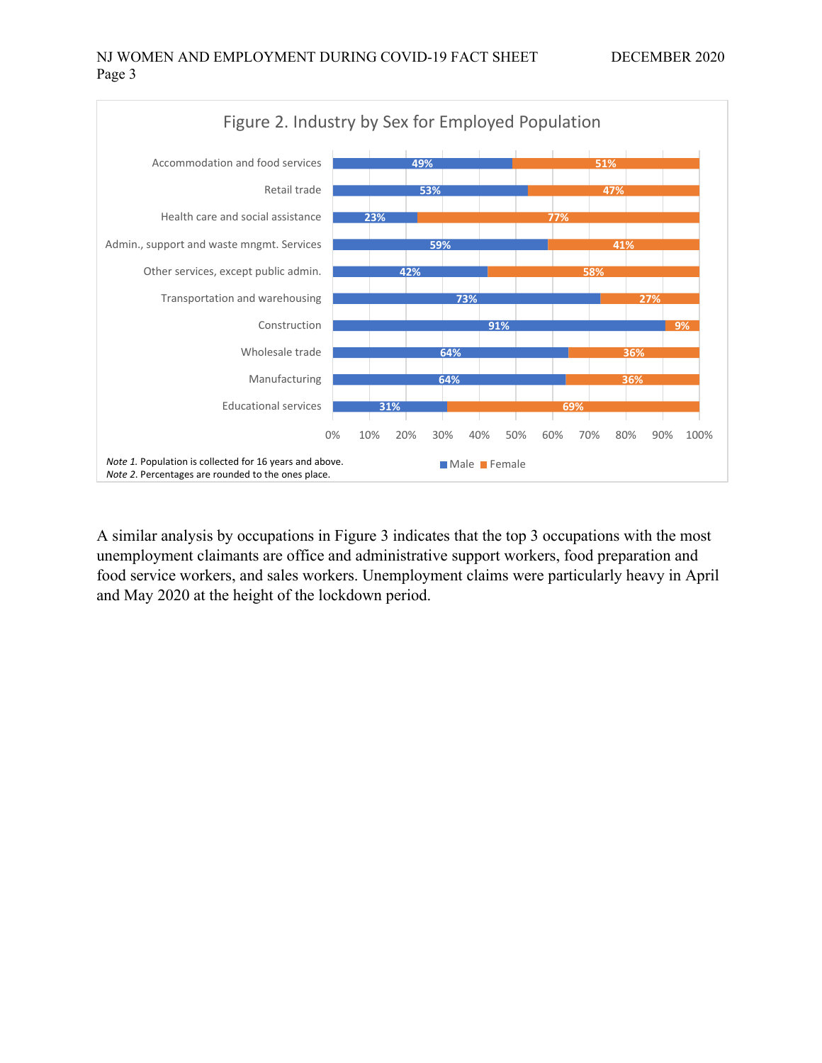**Figure 2. Industry by Sex for Employed Population**

| Industry | Male | Female |
|---|---|---|
| Accommodation and food services | 49% | 51% |
| Retail trade | 53% | 47% |
| Health care and social assistance | 23% | 77% |
| Admin., support and waste mngmt. Services | 59% | 41% |
| Other services, except public admin. | 42% | 58% |
| Transportation and warehousing | 73% | 27% |
| Construction | 91% | 9% |
| Wholesale trade | 64% | 36% |
| Manufacturing | 64% | 36% |
| Educational services | 31% | 69% |

*Note 1.* Population is collected for 16 years and above.
*Note 2.* Percentages are rounded to the ones place.

A similar analysis by occupations in Figure 3 indicates that the top 3 occupations with the most unemployment claimants are office and administrative support workers, food preparation and food service workers, and sales workers. Unemployment claims were particularly heavy in April and May 2020 at the height of the lockdown period.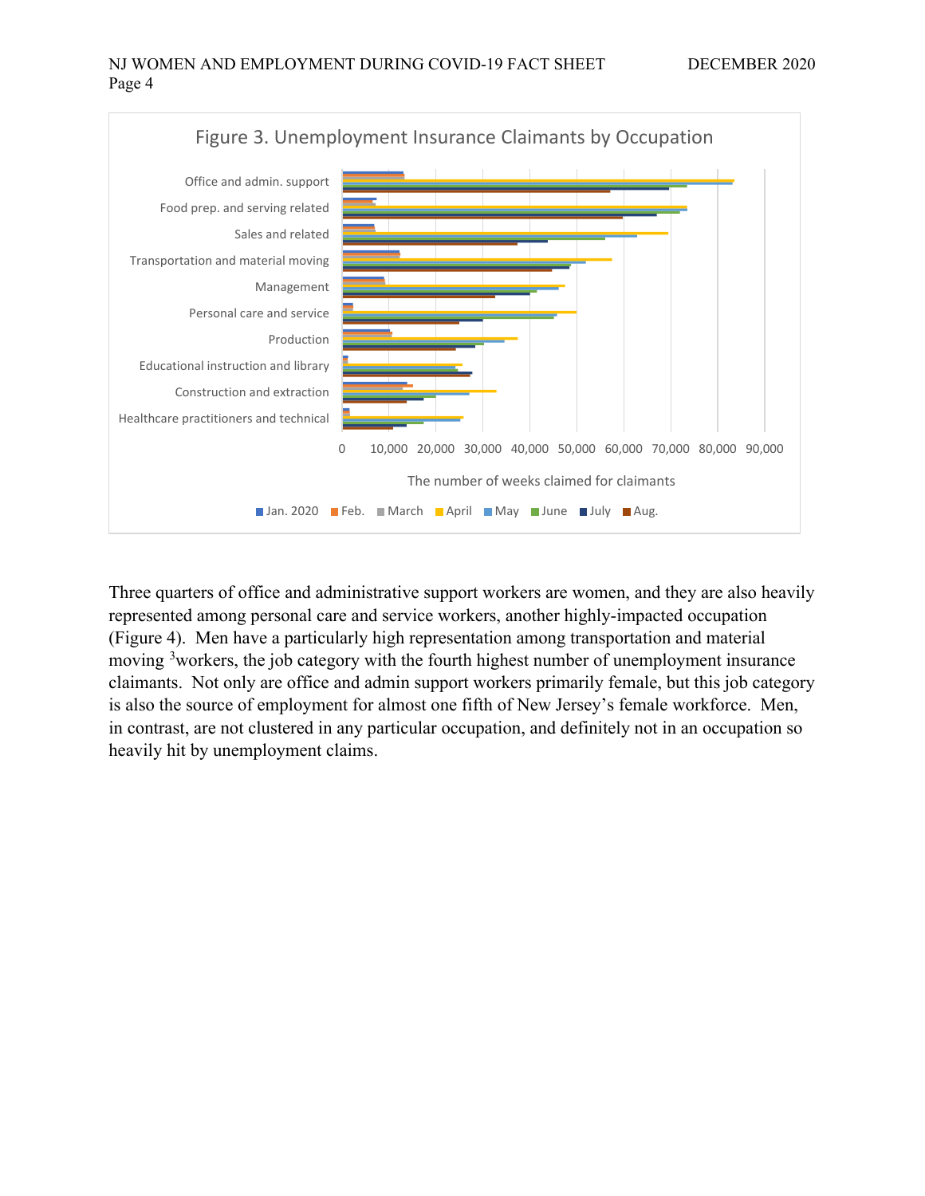Figure 3. Unemployment Insurance Claimants by Occupation

Three quarters of office and administrative support workers are women, and they are also heavily represented among personal care and service workers, another highly-impacted occupation (Figure 4). Men have a particularly high representation among transportation and material moving [3]workers, the job category with the fourth highest number of unemployment insurance claimants. Not only are office and admin support workers primarily female, but this job category is also the source of employment for almost one fifth of New Jersey's female workforce. Men, in contrast, are not clustered in any particular occupation, and definitely not in an occupation so heavily hit by unemployment claims.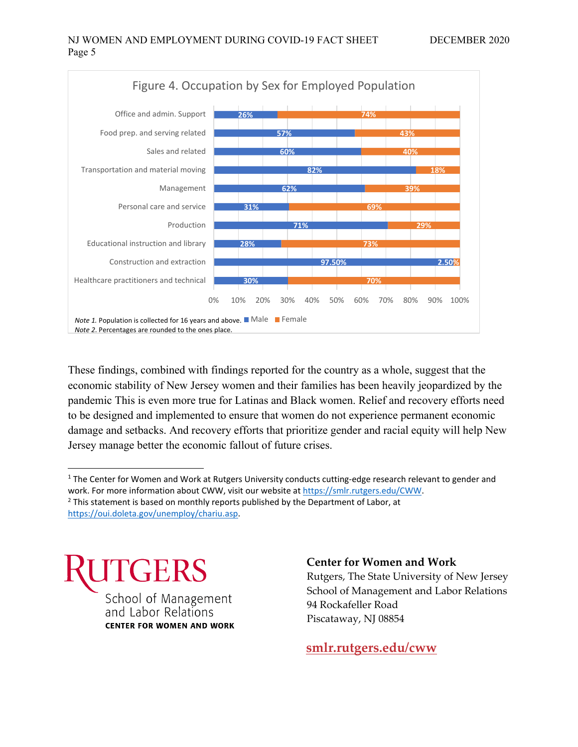Figure 4. Occupation by Sex for Employed Population

Office and admin. Support 26% 74%
Food prep. and serving related 57% 43%
Sales and related 60% 40%
Transportation and material moving 82% 18%
Management 62% 39%
Personal care and service 31% 69%
Production 71% 29%
Educational instruction and library 28% 73%
Construction and extraction 97.50% 2.50%
Healthcare practitioners and technical 30% 70%

0% 10% 20% 30% 40% 50% 60% 70% 80% 90% 100%

Male Female

*Note 1.* Population is collected for 16 years and above.
*Note 2.* Percentages are rounded to the ones place.

These findings, combined with findings reported for the country as a whole, suggest that the economic stability of New Jersey women and their families has been heavily jeopardized by the pandemic This is even more true for Latinas and Black women. Relief and recovery efforts need to be designed and implemented to ensure that women do not experience permanent economic damage and setbacks. And recovery efforts that prioritize gender and racial equity will help New Jersey manage better the economic fallout of future crises.

---

[1] The Center for Women and Work at Rutgers University conducts cutting-edge research relevant to gender and work. For more information about CWW, visit our website at https://smlr.rutgers.edu/CWW.

[2] This statement is based on monthly reports published by the Department of Labor, at https://oui.doleta.gov/unemploy/chariu.asp.

RUTGERS
School of Management and Labor Relations
CENTER FOR WOMEN AND WORK

**Center for Women and Work**
Rutgers, The State University of New Jersey
School of Management and Labor Relations
94 Rockafeller Road
Piscataway, NJ 08854

**smlr.rutgers.edu/cww**